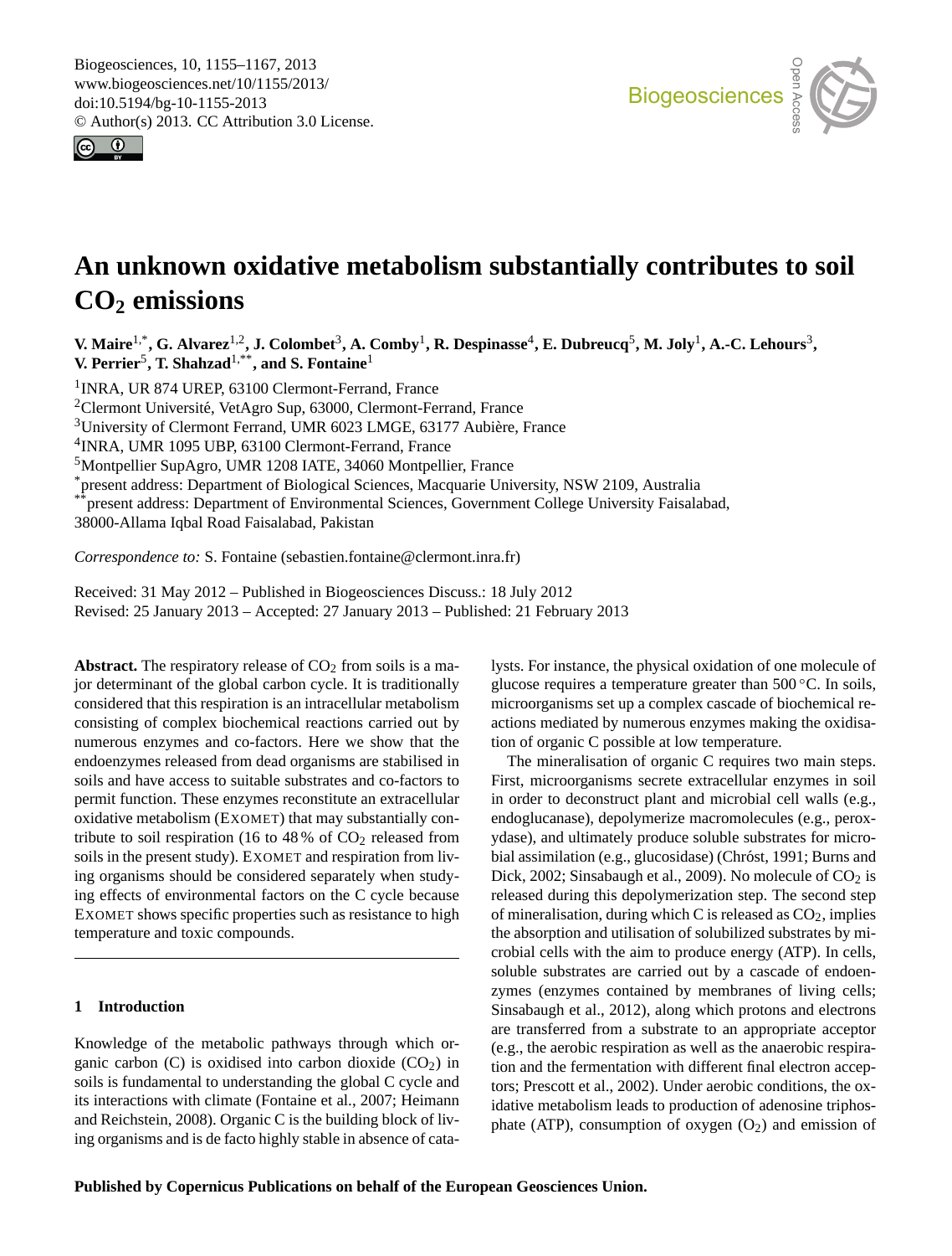# An unknown oxidative metabolism substantially contributes to soil $CO_2$ emissions

**V. Maire[1,*], G. Alvarez[1,2], J. Colombet[3], A. Comby[1], R. Despinasse[4], E. Dubreucq[5], M. Joly[1], A.-C. Lehours[3], V. Perrier[5], T. Shahzad[1,**], and S. Fontaine[1]**

[1]INRA, UR 874 UREP, 63100 Clermont-Ferrand, France

[2]Clermont Université, VetAgro Sup, 63000, Clermont-Ferrand, France

[3]University of Clermont Ferrand, UMR 6023 LMGE, 63177 Aubière, France

[4]INRA, UMR 1095 UBP, 63100 Clermont-Ferrand, France

[5]Montpellier SupAgro, UMR 1208 IATE, 34060 Montpellier, France

[*]present address: Department of Biological Sciences, Macquarie University, NSW 2109, Australia

[**]present address: Department of Environmental Sciences, Government College University Faisalabad, 38000-Allama Iqbal Road Faisalabad, Pakistan

*Correspondence to:* S. Fontaine (sebastien.fontaine@clermont.inra.fr)

Received: 31 May 2012 – Published in Biogeosciences Discuss.: 18 July 2012
Revised: 25 January 2013 – Accepted: 27 January 2013 – Published: 21 February 2013

**Abstract.** The respiratory release of $CO_2$ from soils is a major determinant of the global carbon cycle. It is traditionally considered that this respiration is an intracellular metabolism consisting of complex biochemical reactions carried out by numerous enzymes and co-factors. Here we show that the endoenzymes released from dead organisms are stabilised in soils and have access to suitable substrates and co-factors to permit function. These enzymes reconstitute an extracellular oxidative metabolism (EXOMET) that may substantially contribute to soil respiration (16 to 48 % of $CO_2$ released from soils in the present study). EXOMET and respiration from living organisms should be considered separately when studying effects of environmental factors on the C cycle because EXOMET shows specific properties such as resistance to high temperature and toxic compounds.

## 1 Introduction

Knowledge of the metabolic pathways through which organic carbon (C) is oxidised into carbon dioxide ($CO_2$) in soils is fundamental to understanding the global C cycle and its interactions with climate (Fontaine et al., 2007; Heimann and Reichstein, 2008). Organic C is the building block of living organisms and is de facto highly stable in absence of catalysts. For instance, the physical oxidation of one molecule of glucose requires a temperature greater than 500 °C. In soils, microorganisms set up a complex cascade of biochemical reactions mediated by numerous enzymes making the oxidisation of organic C possible at low temperature.

The mineralisation of organic C requires two main steps. First, microorganisms secrete extracellular enzymes in soil in order to deconstruct plant and microbial cell walls (e.g., endoglucanase), depolymerize macromolecules (e.g., peroxydase), and ultimately produce soluble substrates for microbial assimilation (e.g., glucosidase) (Chróst, 1991; Burns and Dick, 2002; Sinsabaugh et al., 2009). No molecule of $CO_2$ is released during this depolymerization step. The second step of mineralisation, during which C is released as $CO_2$, implies the absorption and utilisation of solubilized substrates by microbial cells with the aim to produce energy (ATP). In cells, soluble substrates are carried out by a cascade of endoenzymes (enzymes contained by membranes of living cells; Sinsabaugh et al., 2012), along which protons and electrons are transferred from a substrate to an appropriate acceptor (e.g., the aerobic respiration as well as the anaerobic respiration and the fermentation with different final electron acceptors; Prescott et al., 2002). Under aerobic conditions, the oxidative metabolism leads to production of adenosine triphosphate (ATP), consumption of oxygen ($O_2$) and emission of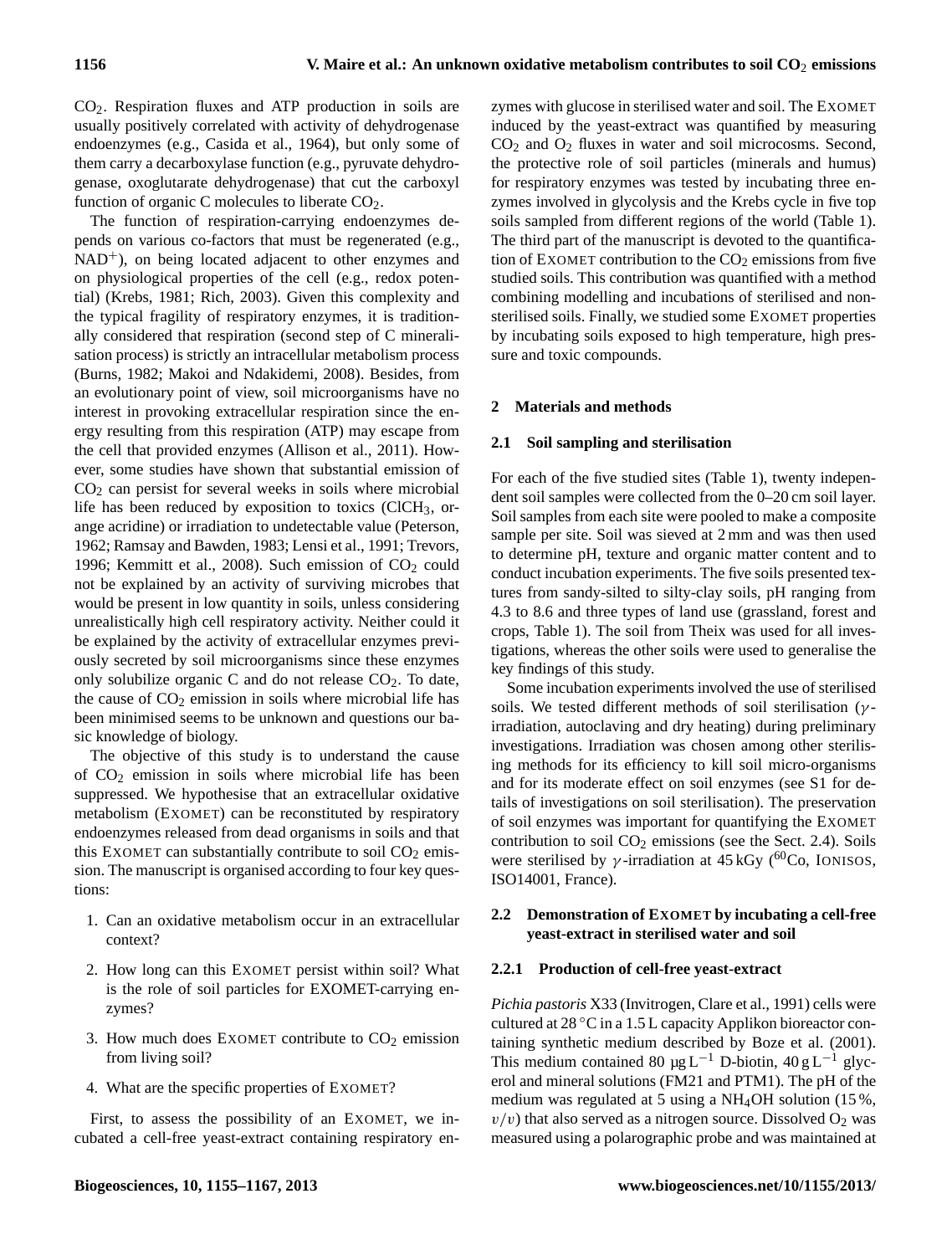$CO_2$. Respiration fluxes and ATP production in soils are usually positively correlated with activity of dehydrogenase endoenzymes (e.g., Casida et al., 1964), but only some of them carry a decarboxylase function (e.g., pyruvate dehydrogenase, oxoglutarate dehydrogenase) that cut the carboxyl function of organic C molecules to liberate $CO_2$.

The function of respiration-carrying endoenzymes depends on various co-factors that must be regenerated (e.g., $NAD^+$), on being located adjacent to other enzymes and on physiological properties of the cell (e.g., redox potential) (Krebs, 1981; Rich, 2003). Given this complexity and the typical fragility of respiratory enzymes, it is traditionally considered that respiration (second step of C mineralisation process) is strictly an intracellular metabolism process (Burns, 1982; Makoi and Ndakidemi, 2008). Besides, from an evolutionary point of view, soil microorganisms have no interest in provoking extracellular respiration since the energy resulting from this respiration (ATP) may escape from the cell that provided enzymes (Allison et al., 2011). However, some studies have shown that substantial emission of $CO_2$ can persist for several weeks in soils where microbial life has been reduced by exposition to toxics ($ClCH_3$, orange acridine) or irradiation to undetectable value (Peterson, 1962; Ramsay and Bawden, 1983; Lensi et al., 1991; Trevors, 1996; Kemmitt et al., 2008). Such emission of $CO_2$ could not be explained by an activity of surviving microbes that would be present in low quantity in soils, unless considering unrealistically high cell respiratory activity. Neither could it be explained by the activity of extracellular enzymes previously secreted by soil microorganisms since these enzymes only solubilize organic C and do not release $CO_2$. To date, the cause of $CO_2$ emission in soils where microbial life has been minimised seems to be unknown and questions our basic knowledge of biology.

The objective of this study is to understand the cause of $CO_2$ emission in soils where microbial life has been suppressed. We hypothesise that an extracellular oxidative metabolism (EXOMET) can be reconstituted by respiratory endoenzymes released from dead organisms in soils and that this EXOMET can substantially contribute to soil $CO_2$ emission. The manuscript is organised according to four key questions:

1. Can an oxidative metabolism occur in an extracellular context?
2. How long can this EXOMET persist within soil? What is the role of soil particles for EXOMET-carrying enzymes?
3. How much does EXOMET contribute to $CO_2$ emission from living soil?
4. What are the specific properties of EXOMET?

First, to assess the possibility of an EXOMET, we incubated a cell-free yeast-extract containing respiratory enzymes with glucose in sterilised water and soil. The EXOMET induced by the yeast-extract was quantified by measuring $CO_2$ and $O_2$ fluxes in water and soil microcosms. Second, the protective role of soil particles (minerals and humus) for respiratory enzymes was tested by incubating three enzymes involved in glycolysis and the Krebs cycle in five top soils sampled from different regions of the world (Table 1). The third part of the manuscript is devoted to the quantification of EXOMET contribution to the $CO_2$ emissions from five studied soils. This contribution was quantified with a method combining modelling and incubations of sterilised and non-sterilised soils. Finally, we studied some EXOMET properties by incubating soils exposed to high temperature, high pressure and toxic compounds.

## 2 Materials and methods

### 2.1 Soil sampling and sterilisation

For each of the five studied sites (Table 1), twenty independent soil samples were collected from the 0–20 cm soil layer. Soil samples from each site were pooled to make a composite sample per site. Soil was sieved at 2 mm and was then used to determine pH, texture and organic matter content and to conduct incubation experiments. The five soils presented textures from sandy-silted to silty-clay soils, pH ranging from 4.3 to 8.6 and three types of land use (grassland, forest and crops, Table 1). The soil from Theix was used for all investigations, whereas the other soils were used to generalise the key findings of this study.

Some incubation experiments involved the use of sterilised soils. We tested different methods of soil sterilisation ($\gamma$-irradiation, autoclaving and dry heating) during preliminary investigations. Irradiation was chosen among other sterilising methods for its efficiency to kill soil micro-organisms and for its moderate effect on soil enzymes (see S1 for details of investigations on soil sterilisation). The preservation of soil enzymes was important for quantifying the EXOMET contribution to soil $CO_2$ emissions (see the Sect. 2.4). Soils were sterilised by $\gamma$-irradiation at 45 kGy ($^{60}$Co, IONISOS, ISO14001, France).

### 2.2 Demonstration of EXOMET by incubating a cell-free yeast-extract in sterilised water and soil

#### 2.2.1 Production of cell-free yeast-extract

*Pichia pastoris* X33 (Invitrogen, Clare et al., 1991) cells were cultured at 28 °C in a 1.5 L capacity Applikon bioreactor containing synthetic medium described by Boze et al. (2001). This medium contained 80 $\mu g\,L^{-1}$ D-biotin, 40 $g\,L^{-1}$ glycerol and mineral solutions (FM21 and PTM1). The pH of the medium was regulated at 5 using a $NH_4OH$ solution (15 %, $v/v$) that also served as a nitrogen source. Dissolved $O_2$ was measured using a polarographic probe and was maintained at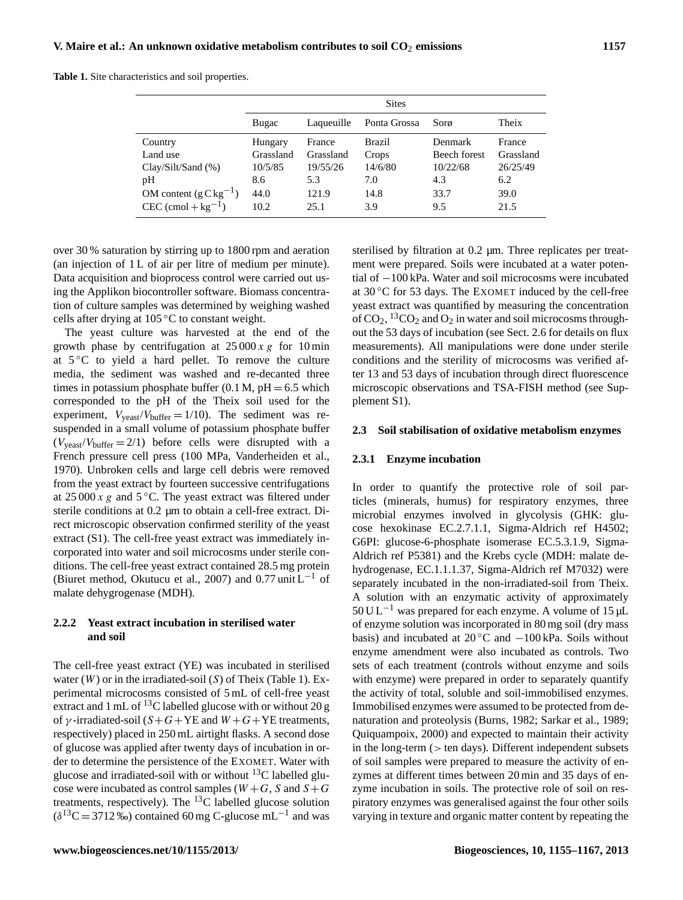**Table 1.** Site characteristics and soil properties.

| | Sites | | | | |
|---|---|---|---|---|---|
| | Bugac | Laqueuille | Ponta Grossa | Sorø | Theix |
| Country | Hungary | France | Brazil | Denmark | France |
| Land use | Grassland | Grassland | Crops | Beech forest | Grassland |
| Clay/Silt/Sand (%) | 10/5/85 | 19/55/26 | 14/6/80 | 10/22/68 | 26/25/49 |
| pH | 8.6 | 5.3 | 7.0 | 4.3 | 6.2 |
| OM content ($g\,C\,kg^{-1}$) | 44.0 | 121.9 | 14.8 | 33.7 | 39.0 |
| CEC ($cmol+kg^{-1}$) | 10.2 | 25.1 | 3.9 | 9.5 | 21.5 |

over 30 % saturation by stirring up to 1800 rpm and aeration (an injection of 1 L of air per litre of medium per minute). Data acquisition and bioprocess control were carried out using the Applikon biocontroller software. Biomass concentration of culture samples was determined by weighing washed cells after drying at 105 °C to constant weight.

The yeast culture was harvested at the end of the growth phase by centrifugation at 25 000 $x\,g$ for 10 min at 5 °C to yield a hard pellet. To remove the culture media, the sediment was washed and re-decanted three times in potassium phosphate buffer (0.1 M, pH = 6.5 which corresponded to the pH of the Theix soil used for the experiment, $V_{yeast}/V_{buffer} = 1/10$). The sediment was resuspended in a small volume of potassium phosphate buffer ($V_{yeast}/V_{buffer} = 2/1$) before cells were disrupted with a French pressure cell press (100 MPa, Vanderheiden et al., 1970). Unbroken cells and large cell debris were removed from the yeast extract by fourteen successive centrifugations at 25 000 $x\,g$ and 5 °C. The yeast extract was filtered under sterile conditions at 0.2 µm to obtain a cell-free extract. Direct microscopic observation confirmed sterility of the yeast extract (S1). The cell-free yeast extract was immediately incorporated into water and soil microcosms under sterile conditions. The cell-free yeast extract contained 28.5 mg protein (Biuret method, Okutucu et al., 2007) and 0.77 unit $L^{-1}$ of malate dehygrogenase (MDH).

#### 2.2.2 Yeast extract incubation in sterilised water and soil

The cell-free yeast extract (YE) was incubated in sterilised water ($W$) or in the irradiated-soil ($S$) of Theix (Table 1). Experimental microcosms consisted of 5 mL of cell-free yeast extract and 1 mL of $^{13}C$ labelled glucose with or without 20 g of $\gamma$-irradiated-soil ($S+G+$YE and $W+G+$YE treatments, respectively) placed in 250 mL airtight flasks. A second dose of glucose was applied after twenty days of incubation in order to determine the persistence of the EXOMET. Water with glucose and irradiated-soil with or without $^{13}C$ labelled glucose were incubated as control samples ($W+G$, $S$ and $S+G$ treatments, respectively). The $^{13}C$ labelled glucose solution ($\delta^{13}C = 3712$ ‰) contained 60 mg C-glucose $mL^{-1}$ and was sterilised by filtration at 0.2 µm. Three replicates per treatment were prepared. Soils were incubated at a water potential of −100 kPa. Water and soil microcosms were incubated at 30 °C for 53 days. The EXOMET induced by the cell-free yeast extract was quantified by measuring the concentration of $CO_2$, $^{13}CO_2$ and $O_2$ in water and soil microcosms throughout the 53 days of incubation (see Sect. 2.6 for details on flux measurements). All manipulations were done under sterile conditions and the sterility of microcosms was verified after 13 and 53 days of incubation through direct fluorescence microscopic observations and TSA-FISH method (see Supplement S1).

### 2.3 Soil stabilisation of oxidative metabolism enzymes

#### 2.3.1 Enzyme incubation

In order to quantify the protective role of soil particles (minerals, humus) for respiratory enzymes, three microbial enzymes involved in glycolysis (GHK: glucose hexokinase EC.2.7.1.1, Sigma-Aldrich ref H4502; G6PI: glucose-6-phosphate isomerase EC.5.3.1.9, Sigma-Aldrich ref P5381) and the Krebs cycle (MDH: malate dehydrogenase, EC.1.1.1.37, Sigma-Aldrich ref M7032) were separately incubated in the non-irradiated-soil from Theix. A solution with an enzymatic activity of approximately 50 U $L^{-1}$ was prepared for each enzyme. A volume of 15 µL of enzyme solution was incorporated in 80 mg soil (dry mass basis) and incubated at 20 °C and −100 kPa. Soils without enzyme amendment were also incubated as controls. Two sets of each treatment (controls without enzyme and soils with enzyme) were prepared in order to separately quantify the activity of total, soluble and soil-immobilised enzymes. Immobilised enzymes were assumed to be protected from denaturation and proteolysis (Burns, 1982; Sarkar et al., 1989; Quiquampoix, 2000) and expected to maintain their activity in the long-term (> ten days). Different independent subsets of soil samples were prepared to measure the activity of enzymes at different times between 20 min and 35 days of enzyme incubation in soils. The protective role of soil on respiratory enzymes was generalised against the four other soils varying in texture and organic matter content by repeating the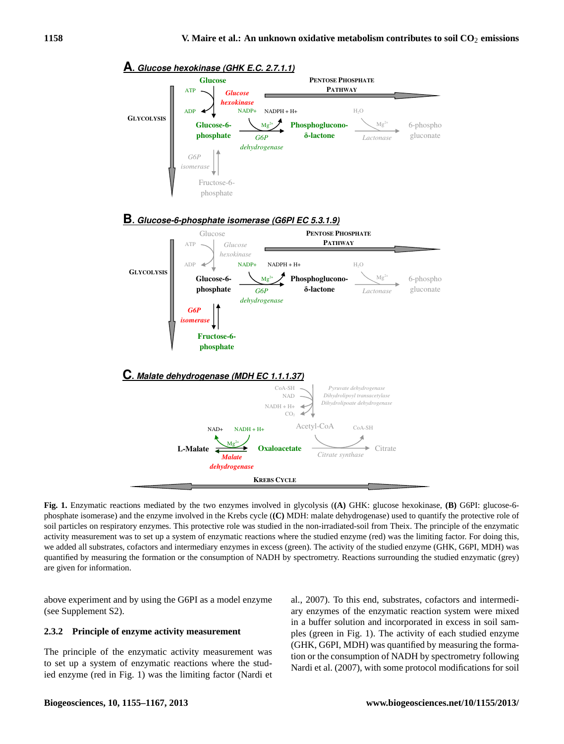**A. Glucose hexokinase (GHK E.C. 2.7.1.1)**

**B. Glucose-6-phosphate isomerase (G6PI EC 5.3.1.9)**

**C. Malate dehydrogenase (MDH EC 1.1.1.37)**

**Fig. 1.** Enzymatic reactions mediated by the two enzymes involved in glycolysis (**(A)** GHK: glucose hexokinase, **(B)** G6PI: glucose-6-phosphate isomerase) and the enzyme involved in the Krebs cycle (**(C)** MDH: malate dehydrogenase) used to quantify the protective role of soil particles on respiratory enzymes. This protective role was studied in the non-irradiated-soil from Theix. The principle of the enzymatic activity measurement was to set up a system of enzymatic reactions where the studied enzyme (red) was the limiting factor. For doing this, we added all substrates, cofactors and intermediary enzymes in excess (green). The activity of the studied enzyme (GHK, G6PI, MDH) was quantified by measuring the formation or the consumption of NADH by spectrometry. Reactions surrounding the studied enzymatic (grey) are given for information.

above experiment and by using the G6PI as a model enzyme (see Supplement S2).

### 2.3.2 Principle of enzyme activity measurement

The principle of the enzymatic activity measurement was to set up a system of enzymatic reactions where the studied enzyme (red in Fig. 1) was the limiting factor (Nardi et al., 2007). To this end, substrates, cofactors and intermediary enzymes of the enzymatic reaction system were mixed in a buffer solution and incorporated in excess in soil samples (green in Fig. 1). The activity of each studied enzyme (GHK, G6PI, MDH) was quantified by measuring the formation or the consumption of NADH by spectrometry following Nardi et al. (2007), with some protocol modifications for soil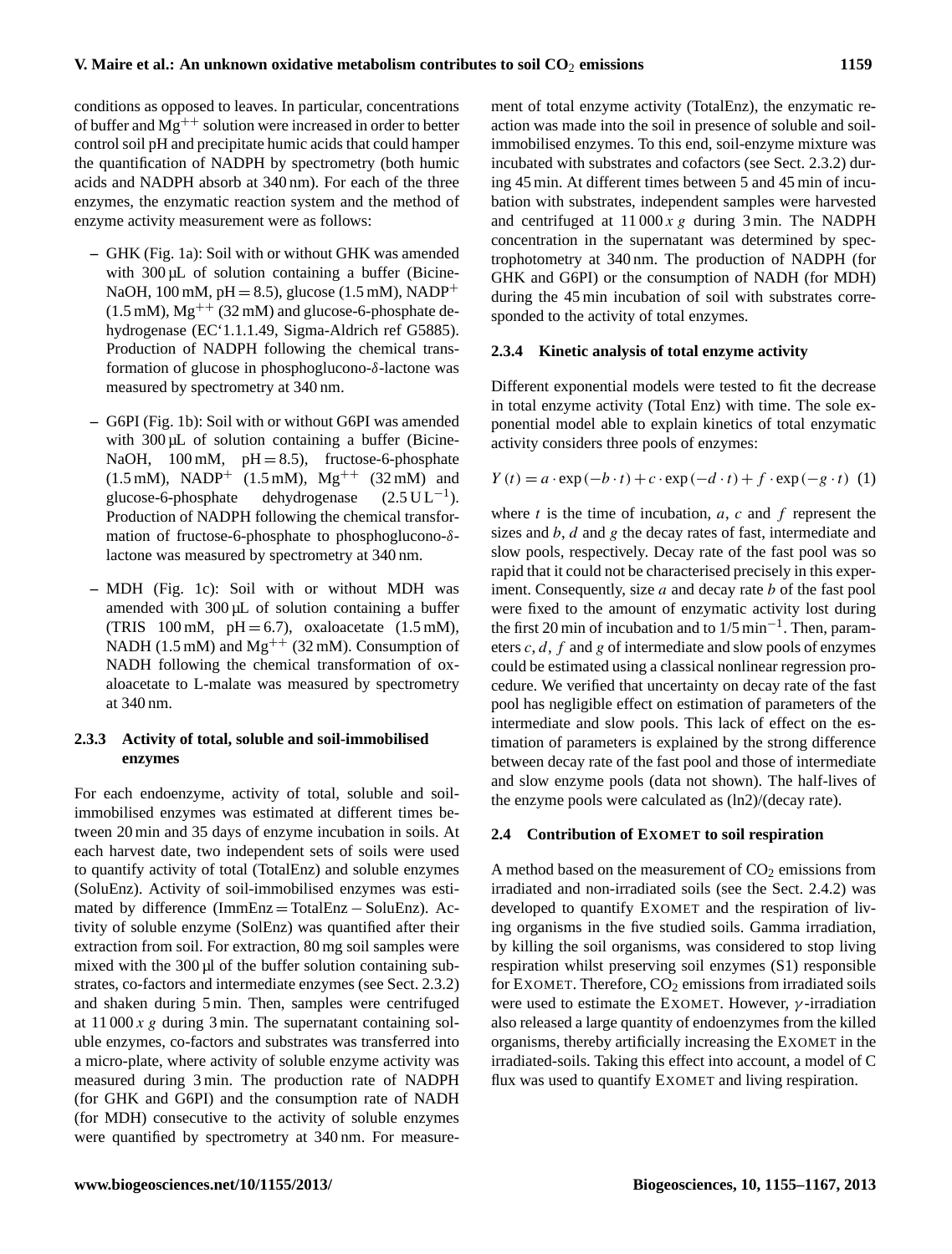conditions as opposed to leaves. In particular, concentrations of buffer and $Mg^{++}$ solution were increased in order to better control soil pH and precipitate humic acids that could hamper the quantification of NADPH by spectrometry (both humic acids and NADPH absorb at 340 nm). For each of the three enzymes, the enzymatic reaction system and the method of enzyme activity measurement were as follows:

- GHK (Fig. 1a): Soil with or without GHK was amended with 300 µL of solution containing a buffer (Bicine-NaOH, 100 mM, pH = 8.5), glucose (1.5 mM), $NADP^+$ (1.5 mM), $Mg^{++}$ (32 mM) and glucose-6-phosphate dehydrogenase (EC'1.1.1.49, Sigma-Aldrich ref G5885). Production of NADPH following the chemical transformation of glucose in phosphoglucono-$\delta$-lactone was measured by spectrometry at 340 nm.
- G6PI (Fig. 1b): Soil with or without G6PI was amended with 300 µL of solution containing a buffer (Bicine-NaOH, 100 mM, pH = 8.5), fructose-6-phosphate (1.5 mM), $NADP^+$ (1.5 mM), $Mg^{++}$ (32 mM) and glucose-6-phosphate dehydrogenase (2.5 U $L^{-1}$). Production of NADPH following the chemical transformation of fructose-6-phosphate to phosphoglucono-$\delta$-lactone was measured by spectrometry at 340 nm.
- MDH (Fig. 1c): Soil with or without MDH was amended with 300 µL of solution containing a buffer (TRIS 100 mM, pH = 6.7), oxaloacetate (1.5 mM), NADH (1.5 mM) and $Mg^{++}$ (32 mM). Consumption of NADH following the chemical transformation of oxaloacetate to L-malate was measured by spectrometry at 340 nm.

### 2.3.3 Activity of total, soluble and soil-immobilised enzymes

For each endoenzyme, activity of total, soluble and soil-immobilised enzymes was estimated at different times between 20 min and 35 days of enzyme incubation in soils. At each harvest date, two independent sets of soils were used to quantify activity of total (TotalEnz) and soluble enzymes (SoluEnz). Activity of soil-immobilised enzymes was estimated by difference (ImmEnz = TotalEnz − SoluEnz). Activity of soluble enzyme (SolEnz) was quantified after their extraction from soil. For extraction, 80 mg soil samples were mixed with the 300 µl of the buffer solution containing substrates, co-factors and intermediate enzymes (see Sect. 2.3.2) and shaken during 5 min. Then, samples were centrifuged at 11 000 $x$ $g$ during 3 min. The supernatant containing soluble enzymes, co-factors and substrates was transferred into a micro-plate, where activity of soluble enzyme activity was measured during 3 min. The production rate of NADPH (for GHK and G6PI) and the consumption rate of NADH (for MDH) consecutive to the activity of soluble enzymes were quantified by spectrometry at 340 nm. For measurement of total enzyme activity (TotalEnz), the enzymatic reaction was made into the soil in presence of soluble and soil-immobilised enzymes. To this end, soil-enzyme mixture was incubated with substrates and cofactors (see Sect. 2.3.2) during 45 min. At different times between 5 and 45 min of incubation with substrates, independent samples were harvested and centrifuged at 11 000 $x$ $g$ during 3 min. The NADPH concentration in the supernatant was determined by spectrophotometry at 340 nm. The production of NADPH (for GHK and G6PI) or the consumption of NADH (for MDH) during the 45 min incubation of soil with substrates corresponded to the activity of total enzymes.

### 2.3.4 Kinetic analysis of total enzyme activity

Different exponential models were tested to fit the decrease in total enzyme activity (Total Enz) with time. The sole exponential model able to explain kinetics of total enzymatic activity considers three pools of enzymes:

$$Y(t) = a \cdot \exp(-b \cdot t) + c \cdot \exp(-d \cdot t) + f \cdot \exp(-g \cdot t) \quad (1)$$

where $t$ is the time of incubation, $a$, $c$ and $f$ represent the sizes and $b$, $d$ and $g$ the decay rates of fast, intermediate and slow pools, respectively. Decay rate of the fast pool was so rapid that it could not be characterised precisely in this experiment. Consequently, size $a$ and decay rate $b$ of the fast pool were fixed to the amount of enzymatic activity lost during the first 20 min of incubation and to 1/5 $min^{-1}$. Then, parameters $c$, $d$, $f$ and $g$ of intermediate and slow pools of enzymes could be estimated using a classical nonlinear regression procedure. We verified that uncertainty on decay rate of the fast pool has negligible effect on estimation of parameters of the intermediate and slow pools. This lack of effect on the estimation of parameters is explained by the strong difference between decay rate of the fast pool and those of intermediate and slow enzyme pools (data not shown). The half-lives of the enzyme pools were calculated as (ln2)/(decay rate).

## 2.4 Contribution of EXOMET to soil respiration

A method based on the measurement of $CO_2$ emissions from irradiated and non-irradiated soils (see the Sect. 2.4.2) was developed to quantify EXOMET and the respiration of living organisms in the five studied soils. Gamma irradiation, by killing the soil organisms, was considered to stop living respiration whilst preserving soil enzymes (S1) responsible for EXOMET. Therefore, $CO_2$ emissions from irradiated soils were used to estimate the EXOMET. However, $\gamma$-irradiation also released a large quantity of endoenzymes from the killed organisms, thereby artificially increasing the EXOMET in the irradiated-soils. Taking this effect into account, a model of C flux was used to quantify EXOMET and living respiration.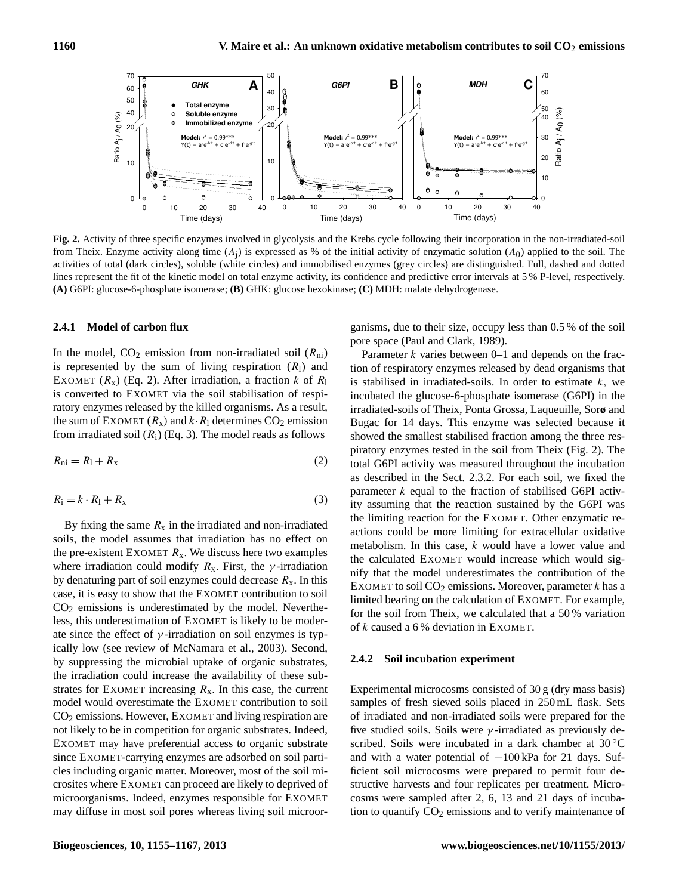**Fig. 2.** Activity of three specific enzymes involved in glycolysis and the Krebs cycle following their incorporation in the non-irradiated-soil from Theix. Enzyme activity along time ($A_j$) is expressed as % of the initial activity of enzymatic solution ($A_0$) applied to the soil. The activities of total (dark circles), soluble (white circles) and immobilised enzymes (grey circles) are distinguished. Full, dashed and dotted lines represent the fit of the kinetic model on total enzyme activity, its confidence and predictive error intervals at 5 % P-level, respectively. **(A)** G6PI: glucose-6-phosphate isomerase; **(B)** GHK: glucose hexokinase; **(C)** MDH: malate dehydrogenase.

#### 2.4.1 Model of carbon flux

In the model, $CO_2$ emission from non-irradiated soil ($R_{ni}$) is represented by the sum of living respiration ($R_l$) and EXOMET ($R_x$) (Eq. 2). After irradiation, a fraction $k$ of $R_l$ is converted to EXOMET via the soil stabilisation of respiratory enzymes released by the killed organisms. As a result, the sum of EXOMET ($R_x$) and $k \cdot R_l$ determines $CO_2$ emission from irradiated soil ($R_i$) (Eq. 3). The model reads as follows

$$R_{ni} = R_l + R_x \quad (2)$$

$$R_i = k \cdot R_l + R_x \quad (3)$$

By fixing the same $R_x$ in the irradiated and non-irradiated soils, the model assumes that irradiation has no effect on the pre-existent EXOMET $R_x$. We discuss here two examples where irradiation could modify $R_x$. First, the $\gamma$-irradiation by denaturing part of soil enzymes could decrease $R_x$. In this case, it is easy to show that the EXOMET contribution to soil $CO_2$ emissions is underestimated by the model. Nevertheless, this underestimation of EXOMET is likely to be moderate since the effect of $\gamma$-irradiation on soil enzymes is typically low (see review of McNamara et al., 2003). Second, by suppressing the microbial uptake of organic substrates, the irradiation could increase the availability of these substrates for EXOMET increasing $R_x$. In this case, the current model would overestimate the EXOMET contribution to soil $CO_2$ emissions. However, EXOMET and living respiration are not likely to be in competition for organic substrates. Indeed, EXOMET may have preferential access to organic substrate since EXOMET-carrying enzymes are adsorbed on soil particles including organic matter. Moreover, most of the soil microsites where EXOMET can proceed are likely to deprived of microorganisms. Indeed, enzymes responsible for EXOMET may diffuse in most soil pores whereas living soil microorganisms, due to their size, occupy less than 0.5 % of the soil pore space (Paul and Clark, 1989).

Parameter $k$ varies between 0–1 and depends on the fraction of respiratory enzymes released by dead organisms that is stabilised in irradiated-soils. In order to estimate $k$, we incubated the glucose-6-phosphate isomerase (G6PI) in the irradiated-soils of Theix, Ponta Grossa, Laqueuille, Sorø and Bugac for 14 days. This enzyme was selected because it showed the smallest stabilised fraction among the three respiratory enzymes tested in the soil from Theix (Fig. 2). The total G6PI activity was measured throughout the incubation as described in the Sect. 2.3.2. For each soil, we fixed the parameter $k$ equal to the fraction of stabilised G6PI activity assuming that the reaction sustained by the G6PI was the limiting reaction for the EXOMET. Other enzymatic reactions could be more limiting for extracellular oxidative metabolism. In this case, $k$ would have a lower value and the calculated EXOMET would increase which would signify that the model underestimates the contribution of the EXOMET to soil $CO_2$ emissions. Moreover, parameter $k$ has a limited bearing on the calculation of EXOMET. For example, for the soil from Theix, we calculated that a 50 % variation of $k$ caused a 6 % deviation in EXOMET.

#### 2.4.2 Soil incubation experiment

Experimental microcosms consisted of 30 g (dry mass basis) samples of fresh sieved soils placed in 250 mL flask. Sets of irradiated and non-irradiated soils were prepared for the five studied soils. Soils were $\gamma$-irradiated as previously described. Soils were incubated in a dark chamber at 30 °C and with a water potential of −100 kPa for 21 days. Sufficient soil microcosms were prepared to permit four destructive harvests and four replicates per treatment. Microcosms were sampled after 2, 6, 13 and 21 days of incubation to quantify $CO_2$ emissions and to verify maintenance of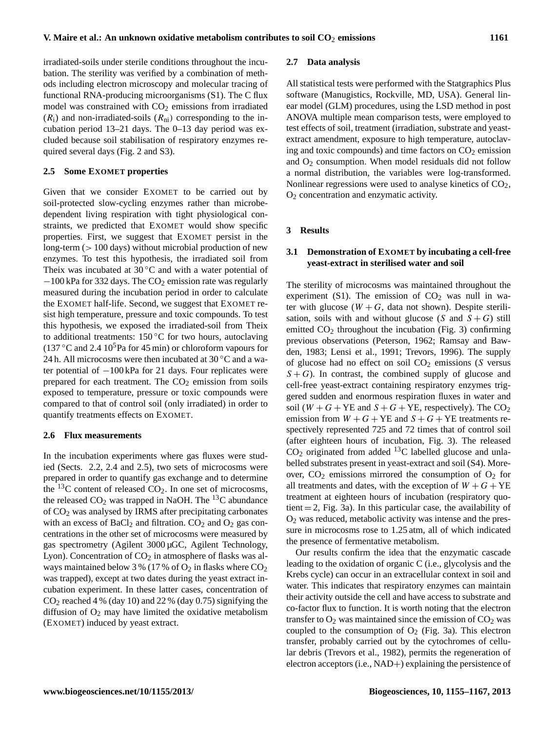irradiated-soils under sterile conditions throughout the incubation. The sterility was verified by a combination of methods including electron microscopy and molecular tracing of functional RNA-producing microorganisms (S1). The C flux model was constrained with $CO_2$ emissions from irradiated ($R_i$) and non-irradiated-soils ($R_{ni}$) corresponding to the incubation period 13–21 days. The 0–13 day period was excluded because soil stabilisation of respiratory enzymes required several days (Fig. 2 and S3).

### 2.5 Some EXOMET properties

Given that we consider EXOMET to be carried out by soil-protected slow-cycling enzymes rather than microbe-dependent living respiration with tight physiological constraints, we predicted that EXOMET would show specific properties. First, we suggest that EXOMET persist in the long-term (> 100 days) without microbial production of new enzymes. To test this hypothesis, the irradiated soil from Theix was incubated at 30 °C and with a water potential of −100 kPa for 332 days. The $CO_2$ emission rate was regularly measured during the incubation period in order to calculate the EXOMET half-life. Second, we suggest that EXOMET resist high temperature, pressure and toxic compounds. To test this hypothesis, we exposed the irradiated-soil from Theix to additional treatments: 150 °C for two hours, autoclaving (137 °C and 2.4 $10^5$Pa for 45 min) or chloroform vapours for 24 h. All microcosms were then incubated at 30 °C and a water potential of −100 kPa for 21 days. Four replicates were prepared for each treatment. The $CO_2$ emission from soils exposed to temperature, pressure or toxic compounds were compared to that of control soil (only irradiated) in order to quantify treatments effects on EXOMET.

### 2.6 Flux measurements

In the incubation experiments where gas fluxes were studied (Sects. 2.2, 2.4 and 2.5), two sets of microcosms were prepared in order to quantify gas exchange and to determine the $^{13}C$ content of released $CO_2$. In one set of microcosms, the released $CO_2$ was trapped in NaOH. The $^{13}C$ abundance of $CO_2$ was analysed by IRMS after precipitating carbonates with an excess of $BaCl_2$ and filtration. $CO_2$ and $O_2$ gas concentrations in the other set of microcosms were measured by gas spectrometry (Agilent 3000 µGC, Agilent Technology, Lyon). Concentration of $CO_2$ in atmosphere of flasks was always maintained below 3 % (17 % of $O_2$ in flasks where $CO_2$ was trapped), except at two dates during the yeast extract incubation experiment. In these latter cases, concentration of $CO_2$ reached 4 % (day 10) and 22 % (day 0.75) signifying the diffusion of $O_2$ may have limited the oxidative metabolism (EXOMET) induced by yeast extract.

### 2.7 Data analysis

All statistical tests were performed with the Statgraphics Plus software (Manugistics, Rockville, MD, USA). General linear model (GLM) procedures, using the LSD method in post ANOVA multiple mean comparison tests, were employed to test effects of soil, treatment (irradiation, substrate and yeast-extract amendment, exposure to high temperature, autoclaving and toxic compounds) and time factors on $CO_2$ emission and $O_2$ consumption. When model residuals did not follow a normal distribution, the variables were log-transformed. Nonlinear regressions were used to analyse kinetics of $CO_2$, $O_2$ concentration and enzymatic activity.

## 3 Results

### 3.1 Demonstration of EXOMET by incubating a cell-free yeast-extract in sterilised water and soil

The sterility of microcosms was maintained throughout the experiment (S1). The emission of $CO_2$ was null in water with glucose ($W+G$, data not shown). Despite sterilisation, soils with and without glucose ($S$ and $S+G$) still emitted $CO_2$ throughout the incubation (Fig. 3) confirming previous observations (Peterson, 1962; Ramsay and Bawden, 1983; Lensi et al., 1991; Trevors, 1996). The supply of glucose had no effect on soil $CO_2$ emissions ($S$ versus $S+G$). In contrast, the combined supply of glucose and cell-free yeast-extract containing respiratory enzymes triggered sudden and enormous respiration fluxes in water and soil ($W+G+\text{YE}$ and $S+G+\text{YE}$, respectively). The $CO_2$ emission from $W+G+\text{YE}$ and $S+G+\text{YE}$ treatments respectively represented 725 and 72 times that of control soil (after eighteen hours of incubation, Fig. 3). The released $CO_2$ originated from added $^{13}C$ labelled glucose and unlabelled substrates present in yeast-extract and soil (S4). Moreover, $CO_2$ emissions mirrored the consumption of $O_2$ for all treatments and dates, with the exception of $W+G+\text{YE}$ treatment at eighteen hours of incubation (respiratory quotient = 2, Fig. 3a). In this particular case, the availability of $O_2$ was reduced, metabolic activity was intense and the pressure in microcosms rose to 1.25 atm, all of which indicated the presence of fermentative metabolism.

Our results confirm the idea that the enzymatic cascade leading to the oxidation of organic C (i.e., glycolysis and the Krebs cycle) can occur in an extracellular context in soil and water. This indicates that respiratory enzymes can maintain their activity outside the cell and have access to substrate and co-factor flux to function. It is worth noting that the electron transfer to $O_2$ was maintained since the emission of $CO_2$ was coupled to the consumption of $O_2$ (Fig. 3a). This electron transfer, probably carried out by the cytochromes of cellular debris (Trevors et al., 1982), permits the regeneration of electron acceptors (i.e., NAD+) explaining the persistence of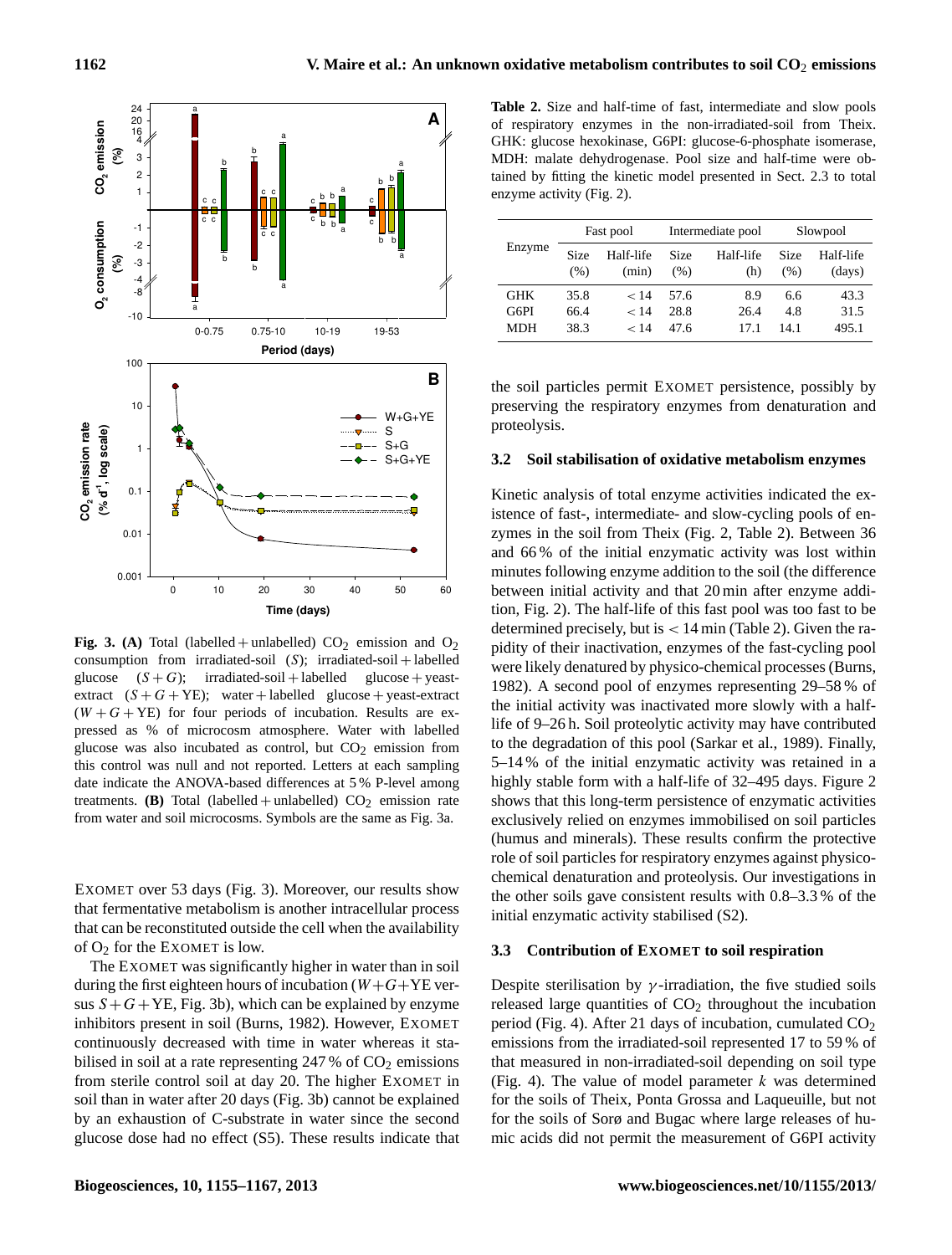**Fig. 3. (A)** Total (labelled + unlabelled) $CO_2$ emission and $O_2$ consumption from irradiated-soil ($S$); irradiated-soil + labelled glucose ($S+G$); irradiated-soil + labelled glucose + yeast-extract ($S+G+\text{YE}$); water + labelled glucose + yeast-extract ($W+G+\text{YE}$) for four periods of incubation. Results are expressed as % of microcosm atmosphere. Water with labelled glucose was also incubated as control, but $CO_2$ emission from this control was null and not reported. Letters at each sampling date indicate the ANOVA-based differences at 5 % P-level among treatments. **(B)** Total (labelled + unlabelled) $CO_2$ emission rate from water and soil microcosms. Symbols are the same as Fig. 3a.

EXOMET over 53 days (Fig. 3). Moreover, our results show that fermentative metabolism is another intracellular process that can be reconstituted outside the cell when the availability of $O_2$ for the EXOMET is low.

The EXOMET was significantly higher in water than in soil during the first eighteen hours of incubation ($W+G+\text{YE}$ versus $S+G+\text{YE}$, Fig. 3b), which can be explained by enzyme inhibitors present in soil (Burns, 1982). However, EXOMET continuously decreased with time in water whereas it stabilised in soil at a rate representing 247 % of $CO_2$ emissions from sterile control soil at day 20. The higher EXOMET in soil than in water after 20 days (Fig. 3b) cannot be explained by an exhaustion of C-substrate in water since the second glucose dose had no effect (S5). These results indicate that the soil particles permit EXOMET persistence, possibly by preserving the respiratory enzymes from denaturation and proteolysis.

**Table 2.** Size and half-time of fast, intermediate and slow pools of respiratory enzymes in the non-irradiated-soil from Theix. GHK: glucose hexokinase, G6PI: glucose-6-phosphate isomerase, MDH: malate dehydrogenase. Pool size and half-time were obtained by fitting the kinetic model presented in Sect. 2.3 to total enzyme activity (Fig. 2).

| Enzyme | Fast pool | | Intermediate pool | | Slowpool | |
|---|---|---|---|---|---|---|
| | Size (%) | Half-life (min) | Size (%) | Half-life (h) | Size (%) | Half-life (days) |
| GHK | 35.8 | < 14 | 57.6 | 8.9 | 6.6 | 43.3 |
| G6PI | 66.4 | < 14 | 28.8 | 26.4 | 4.8 | 31.5 |
| MDH | 38.3 | < 14 | 47.6 | 17.1 | 14.1 | 495.1 |

### 3.2 Soil stabilisation of oxidative metabolism enzymes

Kinetic analysis of total enzyme activities indicated the existence of fast-, intermediate- and slow-cycling pools of enzymes in the soil from Theix (Fig. 2, Table 2). Between 36 and 66 % of the initial enzymatic activity was lost within minutes following enzyme addition to the soil (the difference between initial activity and that 20 min after enzyme addition, Fig. 2). The half-life of this fast pool was too fast to be determined precisely, but is < 14 min (Table 2). Given the rapidity of their inactivation, enzymes of the fast-cycling pool were likely denatured by physico-chemical processes (Burns, 1982). A second pool of enzymes representing 29–58 % of the initial activity was inactivated more slowly with a half-life of 9–26 h. Soil proteolytic activity may have contributed to the degradation of this pool (Sarkar et al., 1989). Finally, 5–14 % of the initial enzymatic activity was retained in a highly stable form with a half-life of 32–495 days. Figure 2 shows that this long-term persistence of enzymatic activities exclusively relied on enzymes immobilised on soil particles (humus and minerals). These results confirm the protective role of soil particles for respiratory enzymes against physico-chemical denaturation and proteolysis. Our investigations in the other soils gave consistent results with 0.8–3.3 % of the initial enzymatic activity stabilised (S2).

### 3.3 Contribution of EXOMET to soil respiration

Despite sterilisation by $\gamma$-irradiation, the five studied soils released large quantities of $CO_2$ throughout the incubation period (Fig. 4). After 21 days of incubation, cumulated $CO_2$ emissions from the irradiated-soil represented 17 to 59 % of that measured in non-irradiated-soil depending on soil type (Fig. 4). The value of model parameter $k$ was determined for the soils of Theix, Ponta Grossa and Laqueuille, but not for the soils of Sorø and Bugac where large releases of humic acids did not permit the measurement of G6PI activity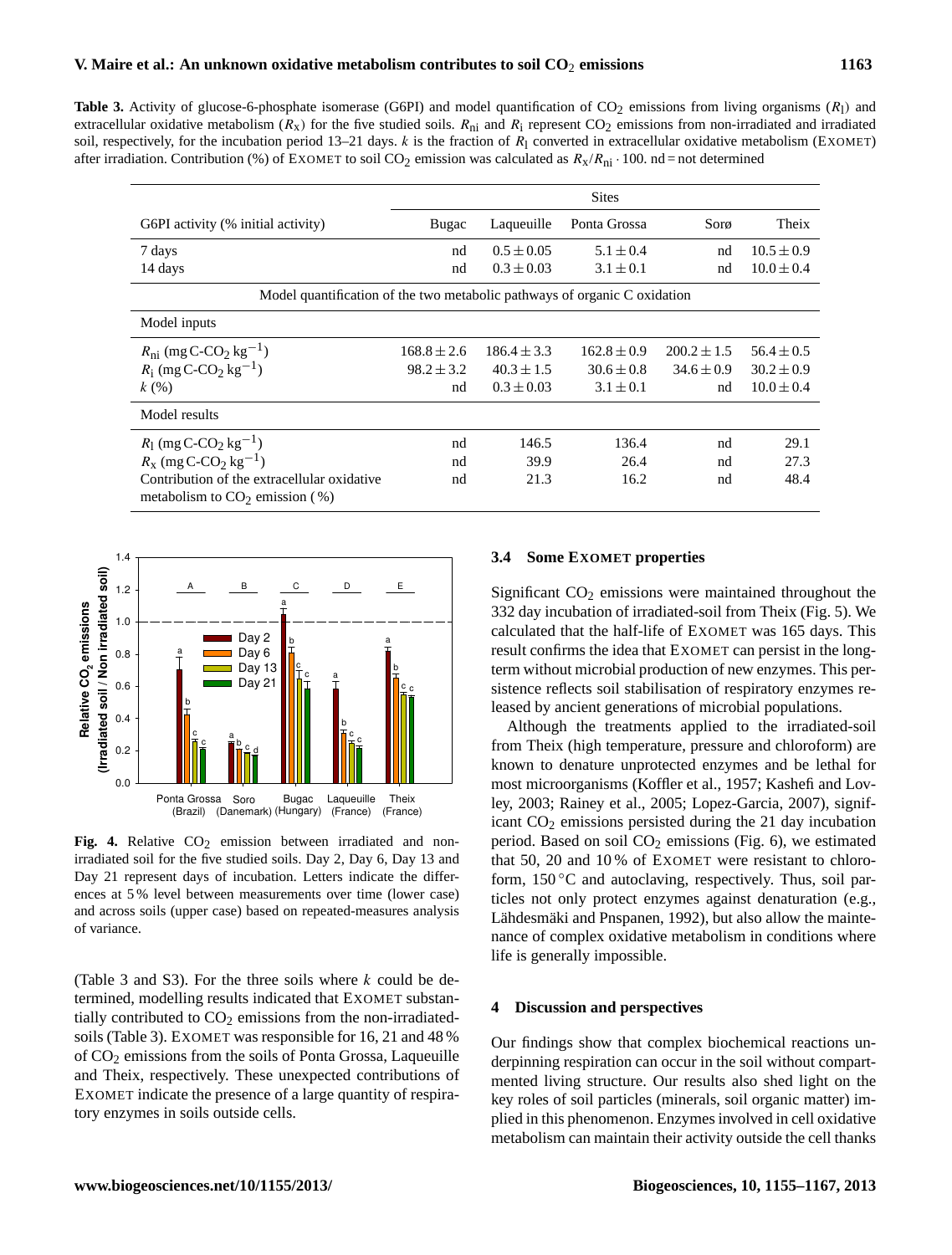**Table 3.** Activity of glucose-6-phosphate isomerase (G6PI) and model quantification of $CO_2$ emissions from living organisms ($R_l$) and extracellular oxidative metabolism ($R_x$) for the five studied soils. $R_{ni}$ and $R_i$ represent $CO_2$ emissions from non-irradiated and irradiated soil, respectively, for the incubation period 13–21 days. $k$ is the fraction of $R_l$ converted in extracellular oxidative metabolism (EXOMET) after irradiation. Contribution (%) of EXOMET to soil $CO_2$ emission was calculated as $R_x/R_{ni} \cdot 100$. nd = not determined

| | Sites | | | | |
|---|---|---|---|---|---|
| G6PI activity (% initial activity) | Bugac | Laqueuille | Ponta Grossa | Sorø | Theix |
| 7 days | nd | $0.5 \pm 0.05$ | $5.1 \pm 0.4$ | nd | $10.5 \pm 0.9$ |
| 14 days | nd | $0.3 \pm 0.03$ | $3.1 \pm 0.1$ | nd | $10.0 \pm 0.4$ |
| Model quantification of the two metabolic pathways of organic C oxidation | | | | | |
| Model inputs | | | | | |
| $R_{ni}$ (mg C-$CO_2$ kg$^{-1}$) | $168.8 \pm 2.6$ | $186.4 \pm 3.3$ | $162.8 \pm 0.9$ | $200.2 \pm 1.5$ | $56.4 \pm 0.5$ |
| $R_i$ (mg C-$CO_2$ kg$^{-1}$) | $98.2 \pm 3.2$ | $40.3 \pm 1.5$ | $30.6 \pm 0.8$ | $34.6 \pm 0.9$ | $30.2 \pm 0.9$ |
| $k$ (%) | nd | $0.3 \pm 0.03$ | $3.1 \pm 0.1$ | nd | $10.0 \pm 0.4$ |
| Model results | | | | | |
| $R_l$ (mg C-$CO_2$ kg$^{-1}$) | nd | 146.5 | 136.4 | nd | 29.1 |
| $R_x$ (mg C-$CO_2$ kg$^{-1}$) | nd | 39.9 | 26.4 | nd | 27.3 |
| Contribution of the extracellular oxidative metabolism to $CO_2$ emission (%) | nd | 21.3 | 16.2 | nd | 48.4 |

**Fig. 4.** Relative $CO_2$ emission between irradiated and non-irradiated soil for the five studied soils. Day 2, Day 6, Day 13 and Day 21 represent days of incubation. Letters indicate the differences at 5 % level between measurements over time (lower case) and across soils (upper case) based on repeated-measures analysis of variance.

(Table 3 and S3). For the three soils where $k$ could be determined, modelling results indicated that EXOMET substantially contributed to $CO_2$ emissions from the non-irradiated-soils (Table 3). EXOMET was responsible for 16, 21 and 48 % of $CO_2$ emissions from the soils of Ponta Grossa, Laqueuille and Theix, respectively. These unexpected contributions of EXOMET indicate the presence of a large quantity of respiratory enzymes in soils outside cells.

### 3.4 Some EXOMET properties

Significant $CO_2$ emissions were maintained throughout the 332 day incubation of irradiated-soil from Theix (Fig. 5). We calculated that the half-life of EXOMET was 165 days. This result confirms the idea that EXOMET can persist in the long-term without microbial production of new enzymes. This persistence reflects soil stabilisation of respiratory enzymes released by ancient generations of microbial populations.

Although the treatments applied to the irradiated-soil from Theix (high temperature, pressure and chloroform) are known to denature unprotected enzymes and be lethal for most microorganisms (Koffler et al., 1957; Kashefi and Lovley, 2003; Rainey et al., 2005; Lopez-Garcia, 2007), significant $CO_2$ emissions persisted during the 21 day incubation period. Based on soil $CO_2$ emissions (Fig. 6), we estimated that 50, 20 and 10 % of EXOMET were resistant to chloroform, 150 °C and autoclaving, respectively. Thus, soil particles not only protect enzymes against denaturation (e.g., Lähdesmäki and Pnspanen, 1992), but also allow the maintenance of complex oxidative metabolism in conditions where life is generally impossible.

## 4 Discussion and perspectives

Our findings show that complex biochemical reactions underpinning respiration can occur in the soil without compartmented living structure. Our results also shed light on the key roles of soil particles (minerals, soil organic matter) implied in this phenomenon. Enzymes involved in cell oxidative metabolism can maintain their activity outside the cell thanks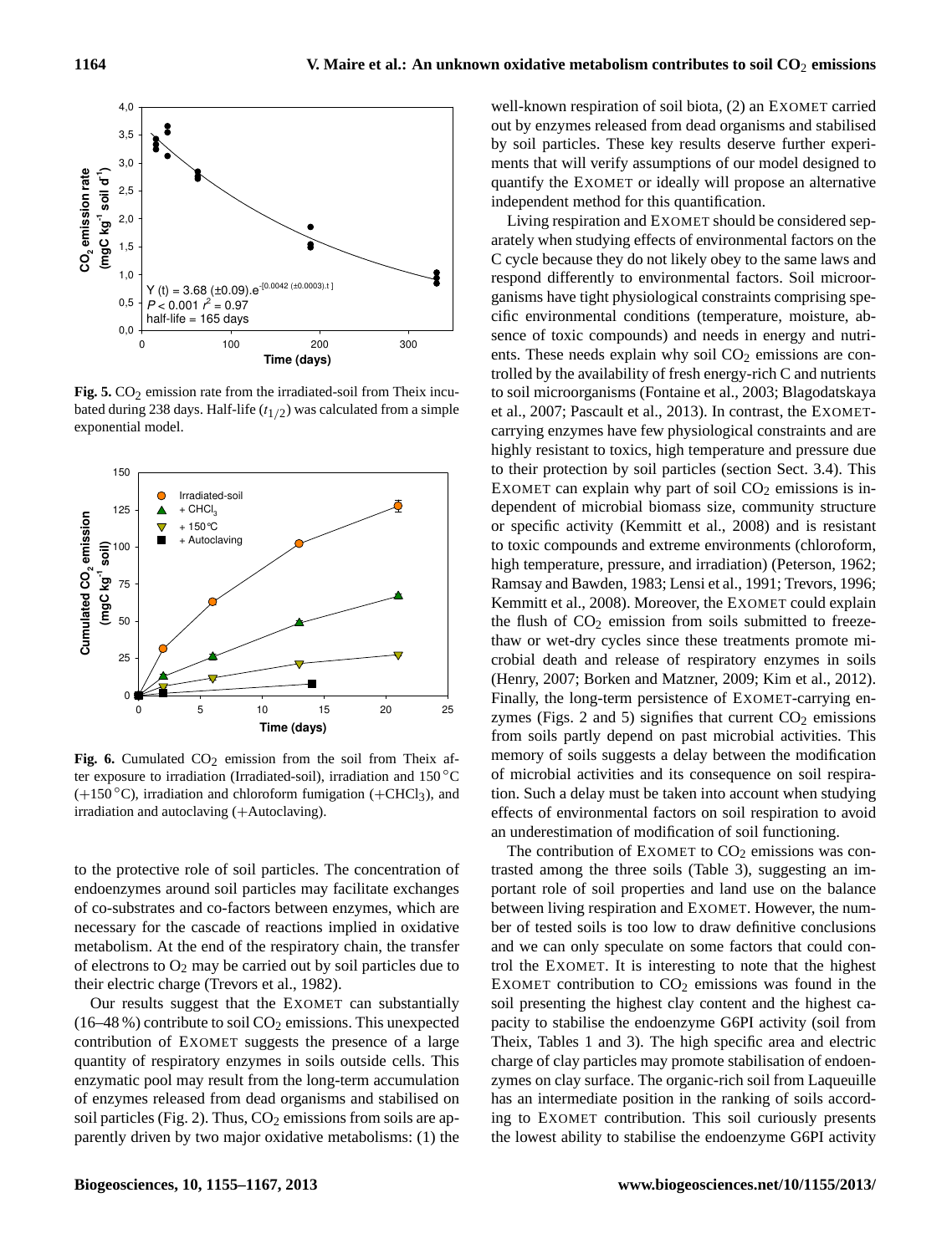**Fig. 5.** $CO_2$ emission rate from the irradiated-soil from Theix incubated during 238 days. Half-life ($t_{1/2}$) was calculated from a simple exponential model.

**Fig. 6.** Cumulated $CO_2$ emission from the soil from Theix after exposure to irradiation (Irradiated-soil), irradiation and 150 °C (+150 °C), irradiation and chloroform fumigation (+$CHCl_3$), and irradiation and autoclaving (+Autoclaving).

to the protective role of soil particles. The concentration of endoenzymes around soil particles may facilitate exchanges of co-substrates and co-factors between enzymes, which are necessary for the cascade of reactions implied in oxidative metabolism. At the end of the respiratory chain, the transfer of electrons to $O_2$ may be carried out by soil particles due to their electric charge (Trevors et al., 1982).

Our results suggest that the EXOMET can substantially (16–48 %) contribute to soil $CO_2$ emissions. This unexpected contribution of EXOMET suggests the presence of a large quantity of respiratory enzymes in soils outside cells. This enzymatic pool may result from the long-term accumulation of enzymes released from dead organisms and stabilised on soil particles (Fig. 2). Thus, $CO_2$ emissions from soils are apparently driven by two major oxidative metabolisms: (1) the well-known respiration of soil biota, (2) an EXOMET carried out by enzymes released from dead organisms and stabilised by soil particles. These key results deserve further experiments that will verify assumptions of our model designed to quantify the EXOMET or ideally will propose an alternative independent method for this quantification.

Living respiration and EXOMET should be considered separately when studying effects of environmental factors on the C cycle because they do not likely obey to the same laws and respond differently to environmental factors. Soil microorganisms have tight physiological constraints comprising specific environmental conditions (temperature, moisture, absence of toxic compounds) and needs in energy and nutrients. These needs explain why soil $CO_2$ emissions are controlled by the availability of fresh energy-rich C and nutrients to soil microorganisms (Fontaine et al., 2003; Blagodatskaya et al., 2007; Pascault et al., 2013). In contrast, the EXOMET-carrying enzymes have few physiological constraints and are highly resistant to toxics, high temperature and pressure due to their protection by soil particles (section Sect. 3.4). This EXOMET can explain why part of soil $CO_2$ emissions is independent of microbial biomass size, community structure or specific activity (Kemmitt et al., 2008) and is resistant to toxic compounds and extreme environments (chloroform, high temperature, pressure, and irradiation) (Peterson, 1962; Ramsay and Bawden, 1983; Lensi et al., 1991; Trevors, 1996; Kemmitt et al., 2008). Moreover, the EXOMET could explain the flush of $CO_2$ emission from soils submitted to freeze-thaw or wet-dry cycles since these treatments promote microbial death and release of respiratory enzymes in soils (Henry, 2007; Borken and Matzner, 2009; Kim et al., 2012). Finally, the long-term persistence of EXOMET-carrying enzymes (Figs. 2 and 5) signifies that current $CO_2$ emissions from soils partly depend on past microbial activities. This memory of soils suggests a delay between the modification of microbial activities and its consequence on soil respiration. Such a delay must be taken into account when studying effects of environmental factors on soil respiration to avoid an underestimation of modification of soil functioning.

The contribution of EXOMET to $CO_2$ emissions was contrasted among the three soils (Table 3), suggesting an important role of soil properties and land use on the balance between living respiration and EXOMET. However, the number of tested soils is too low to draw definitive conclusions and we can only speculate on some factors that could control the EXOMET. It is interesting to note that the highest EXOMET contribution to $CO_2$ emissions was found in the soil presenting the highest clay content and the highest capacity to stabilise the endoenzyme G6PI activity (soil from Theix, Tables 1 and 3). The high specific area and electric charge of clay particles may promote stabilisation of endoenzymes on clay surface. The organic-rich soil from Laqueuille has an intermediate position in the ranking of soils according to EXOMET contribution. This soil curiously presents the lowest ability to stabilise the endoenzyme G6PI activity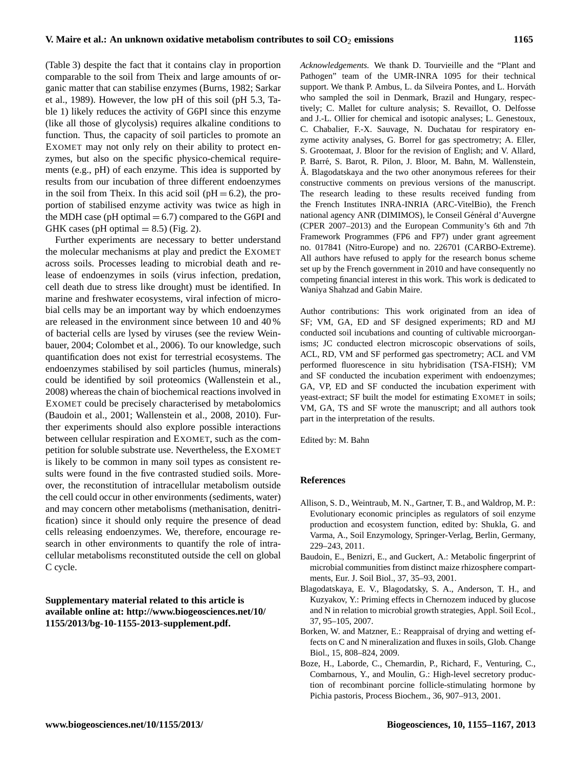(Table 3) despite the fact that it contains clay in proportion comparable to the soil from Theix and large amounts of organic matter that can stabilise enzymes (Burns, 1982; Sarkar et al., 1989). However, the low pH of this soil (pH 5.3, Table 1) likely reduces the activity of G6PI since this enzyme (like all those of glycolysis) requires alkaline conditions to function. Thus, the capacity of soil particles to promote an EXOMET may not only rely on their ability to protect enzymes, but also on the specific physico-chemical requirements (e.g., pH) of each enzyme. This idea is supported by results from our incubation of three different endoenzymes in the soil from Theix. In this acid soil (pH = 6.2), the proportion of stabilised enzyme activity was twice as high in the MDH case (pH optimal = 6.7) compared to the G6PI and GHK cases (pH optimal = 8.5) (Fig. 2).

Further experiments are necessary to better understand the molecular mechanisms at play and predict the EXOMET across soils. Processes leading to microbial death and release of endoenzymes in soils (virus infection, predation, cell death due to stress like drought) must be identified. In marine and freshwater ecosystems, viral infection of microbial cells may be an important way by which endoenzymes are released in the environment since between 10 and 40 % of bacterial cells are lysed by viruses (see the review Weinbauer, 2004; Colombet et al., 2006). To our knowledge, such quantification does not exist for terrestrial ecosystems. The endoenzymes stabilised by soil particles (humus, minerals) could be identified by soil proteomics (Wallenstein et al., 2008) whereas the chain of biochemical reactions involved in EXOMET could be precisely characterised by metabolomics (Baudoin et al., 2001; Wallenstein et al., 2008, 2010). Further experiments should also explore possible interactions between cellular respiration and EXOMET, such as the competition for soluble substrate use. Nevertheless, the EXOMET is likely to be common in many soil types as consistent results were found in the five contrasted studied soils. Moreover, the reconstitution of intracellular metabolism outside the cell could occur in other environments (sediments, water) and may concern other metabolisms (methanisation, denitrification) since it should only require the presence of dead cells releasing endoenzymes. We, therefore, encourage research in other environments to quantify the role of intracellular metabolisms reconstituted outside the cell on global C cycle.

**Supplementary material related to this article is available online at: http://www.biogeosciences.net/10/1155/2013/bg-10-1155-2013-supplement.pdf.**

*Acknowledgements.* We thank D. Tourvieille and the "Plant and Pathogen" team of the UMR-INRA 1095 for their technical support. We thank P. Ambus, L. da Silveira Pontes, and L. Horváth who sampled the soil in Denmark, Brazil and Hungary, respectively; C. Mallet for culture analysis; S. Revaillot, O. Delfosse and J.-L. Ollier for chemical and isotopic analyses; L. Genestoux, C. Chabalier, F.-X. Sauvage, N. Duchatau for respiratory enzyme activity analyses, G. Borrel for gas spectrometry; A. Eller, S. Grootemaat, J. Bloor for the revision of English; and V. Allard, P. Barré, S. Barot, R. Pilon, J. Bloor, M. Bahn, M. Wallenstein, Å. Blagodatskaya and the two other anonymous referees for their constructive comments on previous versions of the manuscript. The research leading to these results received funding from the French Institutes INRA-INRIA (ARC-VitelBio), the French national agency ANR (DIMIMOS), le Conseil Général d'Auvergne (CPER 2007–2013) and the European Community's 6th and 7th Framework Programmes (FP6 and FP7) under grant agreement no. 017841 (Nitro-Europe) and no. 226701 (CARBO-Extreme). All authors have refused to apply for the research bonus scheme set up by the French government in 2010 and have consequently no competing financial interest in this work. This work is dedicated to Waniya Shahzad and Gabin Maire.

Author contributions: This work originated from an idea of SF; VM, GA, ED and SF designed experiments; RD and MJ conducted soil incubations and counting of cultivable microorganisms; JC conducted electron microscopic observations of soils, ACL, RD, VM and SF performed gas spectrometry; ACL and VM performed fluorescence in situ hybridisation (TSA-FISH); VM and SF conducted the incubation experiment with endoenzymes; GA, VP, ED and SF conducted the incubation experiment with yeast-extract; SF built the model for estimating EXOMET in soils; VM, GA, TS and SF wrote the manuscript; and all authors took part in the interpretation of the results.

Edited by: M. Bahn

## References

Allison, S. D., Weintraub, M. N., Gartner, T. B., and Waldrop, M. P.: Evolutionary economic principles as regulators of soil enzyme production and ecosystem function, edited by: Shukla, G. and Varma, A., Soil Enzymology, Springer-Verlag, Berlin, Germany, 229–243, 2011.

Baudoin, E., Benizri, E., and Guckert, A.: Metabolic fingerprint of microbial communities from distinct maize rhizosphere compartments, Eur. J. Soil Biol., 37, 35–93, 2001.

Blagodatskaya, E. V., Blagodatsky, S. A., Anderson, T. H., and Kuzyakov, Y.: Priming effects in Chernozem induced by glucose and N in relation to microbial growth strategies, Appl. Soil Ecol., 37, 95–105, 2007.

Borken, W. and Matzner, E.: Reappraisal of drying and wetting effects on C and N mineralization and fluxes in soils, Glob. Change Biol., 15, 808–824, 2009.

Boze, H., Laborde, C., Chemardin, P., Richard, F., Venturing, C., Combarnous, Y., and Moulin, G.: High-level secretory production of recombinant porcine follicle-stimulating hormone by Pichia pastoris, Process Biochem., 36, 907–913, 2001.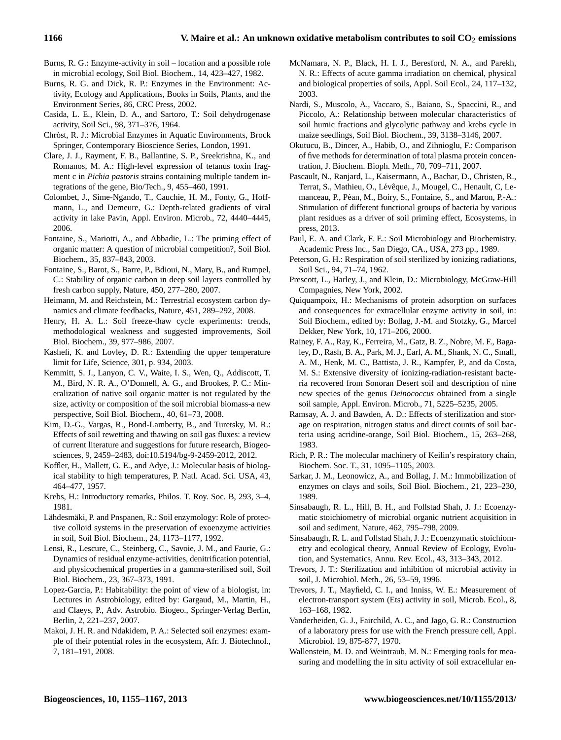Burns, R. G.: Enzyme-activity in soil – location and a possible role in microbial ecology, Soil Biol. Biochem., 14, 423–427, 1982.

Burns, R. G. and Dick, R. P.: Enzymes in the Environment: Activity, Ecology and Applications, Books in Soils, Plants, and the Environment Series, 86, CRC Press, 2002.

Casida, L. E., Klein, D. A., and Sartoro, T.: Soil dehydrogenase activity, Soil Sci., 98, 371–376, 1964.

Chróst, R. J.: Microbial Enzymes in Aquatic Environments, Brock Springer, Contemporary Bioscience Series, London, 1991.

Clare, J. J., Rayment, F. B., Ballantine, S. P., Sreekrishna, K., and Romanos, M. A.: High-level expression of tetanus toxin fragment c in *Pichia pastoris* strains containing multiple tandem integrations of the gene, Bio/Tech., 9, 455–460, 1991.

Colombet, J., Sime-Ngando, T., Cauchie, H. M., Fonty, G., Hoffmann, L., and Demeure, G.: Depth-related gradients of viral activity in lake Pavin, Appl. Environ. Microb., 72, 4440–4445, 2006.

Fontaine, S., Mariotti, A., and Abbadie, L.: The priming effect of organic matter: A question of microbial competition?, Soil Biol. Biochem., 35, 837–843, 2003.

Fontaine, S., Barot, S., Barre, P., Bdioui, N., Mary, B., and Rumpel, C.: Stability of organic carbon in deep soil layers controlled by fresh carbon supply, Nature, 450, 277–280, 2007.

Heimann, M. and Reichstein, M.: Terrestrial ecosystem carbon dynamics and climate feedbacks, Nature, 451, 289–292, 2008.

Henry, H. A. L.: Soil freeze-thaw cycle experiments: trends, methodological weakness and suggested improvements, Soil Biol. Biochem., 39, 977–986, 2007.

Kashefi, K. and Lovley, D. R.: Extending the upper temperature limit for Life, Science, 301, p. 934, 2003.

Kemmitt, S. J., Lanyon, C. V., Waite, I. S., Wen, Q., Addiscott, T. M., Bird, N. R. A., O'Donnell, A. G., and Brookes, P. C.: Mineralization of native soil organic matter is not regulated by the size, activity or composition of the soil microbial biomass-a new perspective, Soil Biol. Biochem., 40, 61–73, 2008.

Kim, D.-G., Vargas, R., Bond-Lamberty, B., and Turetsky, M. R.: Effects of soil rewetting and thawing on soil gas fluxes: a review of current literature and suggestions for future research, Biogeosciences, 9, 2459–2483, doi:10.5194/bg-9-2459-2012, 2012.

Koffler, H., Mallett, G. E., and Adye, J.: Molecular basis of biological stability to high temperatures, P. Natl. Acad. Sci. USA, 43, 464–477, 1957.

Krebs, H.: Introductory remarks, Philos. T. Roy. Soc. B, 293, 3–4, 1981.

Lähdesmäki, P. and Pnspanen, R.: Soil enzymology: Role of protective colloid systems in the preservation of exoenzyme activities in soil, Soil Biol. Biochem., 24, 1173–1177, 1992.

Lensi, R., Lescure, C., Steinberg, C., Savoie, J. M., and Faurie, G.: Dynamics of residual enzyme-activities, denitrification potential, and physicochemical properties in a gamma-sterilised soil, Soil Biol. Biochem., 23, 367–373, 1991.

Lopez-Garcia, P.: Habitability: the point of view of a biologist, in: Lectures in Astrobiology, edited by: Gargaud, M., Martin, H., and Claeys, P., Adv. Astrobio. Biogeo., Springer-Verlag Berlin, Berlin, 2, 221–237, 2007.

Makoi, J. H. R. and Ndakidem, P. A.: Selected soil enzymes: example of their potential roles in the ecosystem, Afr. J. Biotechnol., 7, 181–191, 2008.

McNamara, N. P., Black, H. I. J., Beresford, N. A., and Parekh, N. R.: Effects of acute gamma irradiation on chemical, physical and biological properties of soils, Appl. Soil Ecol., 24, 117–132, 2003.

Nardi, S., Muscolo, A., Vaccaro, S., Baiano, S., Spaccini, R., and Piccolo, A.: Relationship between molecular characteristics of soil humic fractions and glycolytic pathway and krebs cycle in maize seedlings, Soil Biol. Biochem., 39, 3138–3146, 2007.

Okutucu, B., Dincer, A., Habib, O., and Zihnioglu, F.: Comparison of five methods for determination of total plasma protein concentration, J. Biochem. Bioph. Meth., 70, 709–711, 2007.

Pascault, N., Ranjard, L., Kaisermann, A., Bachar, D., Christen, R., Terrat, S., Mathieu, O., Lévêque, J., Mougel, C., Henault, C, Lemanceau, P., Péan, M., Boiry, S., Fontaine, S., and Maron, P.-A.: Stimulation of different functional groups of bacteria by various plant residues as a driver of soil priming effect, Ecosystems, in press, 2013.

Paul, E. A. and Clark, F. E.: Soil Microbiology and Biochemistry. Academic Press Inc., San Diego, CA., USA, 273 pp., 1989.

Peterson, G. H.: Respiration of soil sterilized by ionizing radiations, Soil Sci., 94, 71–74, 1962.

Prescott, L., Harley, J., and Klein, D.: Microbiology, McGraw-Hill Compagnies, New York, 2002.

Quiquampoix, H.: Mechanisms of protein adsorption on surfaces and consequences for extracellular enzyme activity in soil, in: Soil Biochem., edited by: Bollag, J.-M. and Stotzky, G., Marcel Dekker, New York, 10, 171–206, 2000.

Rainey, F. A., Ray, K., Ferreira, M., Gatz, B. Z., Nobre, M. F., Bagaley, D., Rash, B. A., Park, M. J., Earl, A. M., Shank, N. C., Small, A. M., Henk, M. C., Battista, J. R., Kampfer, P., and da Costa, M. S.: Extensive diversity of ionizing-radiation-resistant bacteria recovered from Sonoran Desert soil and description of nine new species of the genus *Deinococcus* obtained from a single soil sample, Appl. Environ. Microb., 71, 5225–5235, 2005.

Ramsay, A. J. and Bawden, A. D.: Effects of sterilization and storage on respiration, nitrogen status and direct counts of soil bacteria using acridine-orange, Soil Biol. Biochem., 15, 263–268, 1983.

Rich, P. R.: The molecular machinery of Keilin's respiratory chain, Biochem. Soc. T., 31, 1095–1105, 2003.

Sarkar, J. M., Leonowicz, A., and Bollag, J. M.: Immobilization of enzymes on clays and soils, Soil Biol. Biochem., 21, 223–230, 1989.

Sinsabaugh, R. L., Hill, B. H., and Follstad Shah, J. J.: Ecoenzymatic stoichiometry of microbial organic nutrient acquisition in soil and sediment, Nature, 462, 795–798, 2009.

Sinsabaugh, R. L. and Follstad Shah, J. J.: Ecoenzymatic stoichiometry and ecological theory, Annual Review of Ecology, Evolution, and Systematics, Annu. Rev. Ecol., 43, 313–343, 2012.

Trevors, J. T.: Sterilization and inhibition of microbial activity in soil, J. Microbiol. Meth., 26, 53–59, 1996.

Trevors, J. T., Mayfield, C. I., and Inniss, W. E.: Measurement of electron-transport system (Ets) activity in soil, Microb. Ecol., 8, 163–168, 1982.

Vanderheiden, G. J., Fairchild, A. C., and Jago, G. R.: Construction of a laboratory press for use with the French pressure cell, Appl. Microbiol. 19, 875-877, 1970.

Wallenstein, M. D. and Weintraub, M. N.: Emerging tools for measuring and modelling the in situ activity of soil extracellular en-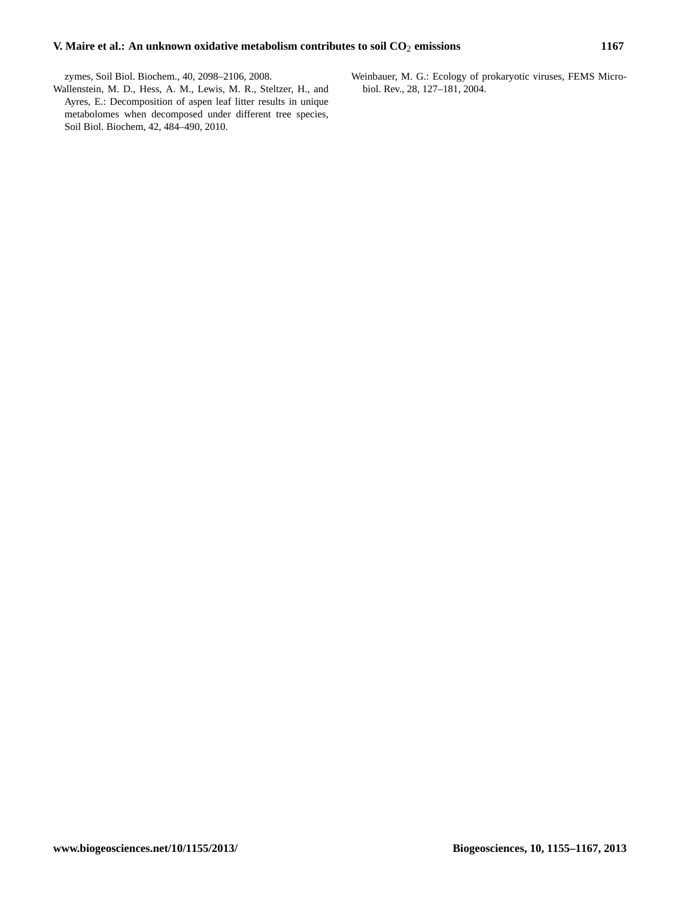zymes, Soil Biol. Biochem., 40, 2098–2106, 2008.

Wallenstein, M. D., Hess, A. M., Lewis, M. R., Steltzer, H., and Ayres, E.: Decomposition of aspen leaf litter results in unique metabolomes when decomposed under different tree species, Soil Biol. Biochem, 42, 484–490, 2010.

Weinbauer, M. G.: Ecology of prokaryotic viruses, FEMS Microbiol. Rev., 28, 127–181, 2004.